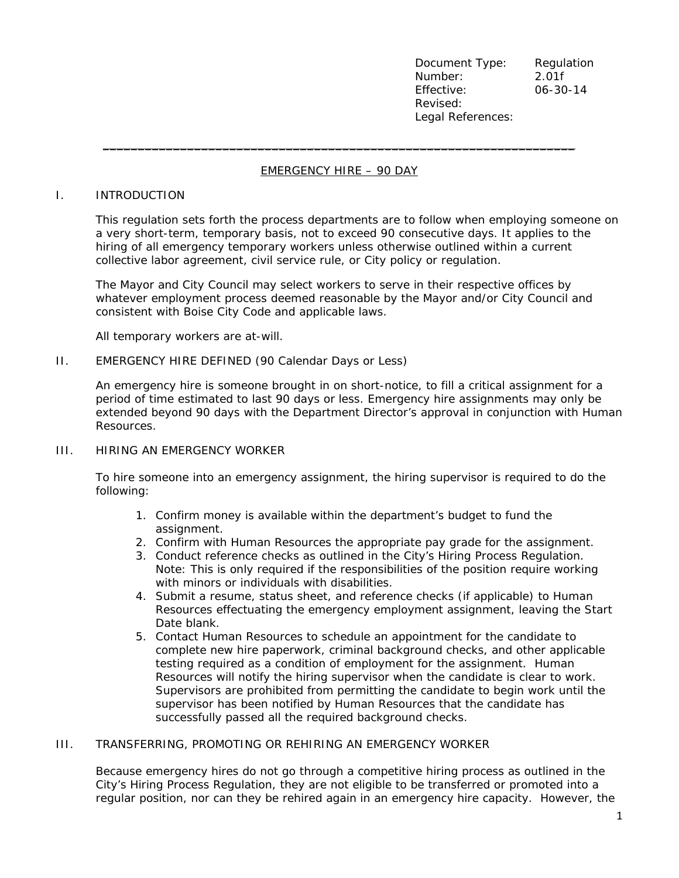| Document Type: | Regulation |
|---|---|
| Number: | 2.01f |
| Effective: | 06-30-14 |
| Revised: | |
| Legal References: | |

---

# EMERGENCY HIRE – 90 DAY

## I. INTRODUCTION

This regulation sets forth the process departments are to follow when employing someone on a very short-term, temporary basis, not to exceed 90 consecutive days. It applies to the hiring of all emergency temporary workers unless otherwise outlined within a current collective labor agreement, civil service rule, or City policy or regulation.

The Mayor and City Council may select workers to serve in their respective offices by whatever employment process deemed reasonable by the Mayor and/or City Council and consistent with Boise City Code and applicable laws.

All temporary workers are at-will.

## II. EMERGENCY HIRE DEFINED (90 Calendar Days or Less)

An emergency hire is someone brought in on short-notice, to fill a critical assignment for a period of time estimated to last 90 days or less. Emergency hire assignments may only be extended beyond 90 days with the Department Director's approval in conjunction with Human Resources.

## III. HIRING AN EMERGENCY WORKER

To hire someone into an emergency assignment, the hiring supervisor is required to do the following:

1. Confirm money is available within the department's budget to fund the assignment.
2. Confirm with Human Resources the appropriate pay grade for the assignment.
3. Conduct reference checks as outlined in the City's Hiring Process Regulation. Note: This is only required if the responsibilities of the position require working with minors or individuals with disabilities.
4. Submit a resume, status sheet, and reference checks (if applicable) to Human Resources effectuating the emergency employment assignment, leaving the Start Date blank.
5. Contact Human Resources to schedule an appointment for the candidate to complete new hire paperwork, criminal background checks, and other applicable testing required as a condition of employment for the assignment. Human Resources will notify the hiring supervisor when the candidate is clear to work. Supervisors are prohibited from permitting the candidate to begin work until the supervisor has been notified by Human Resources that the candidate has successfully passed all the required background checks.

## III. TRANSFERRING, PROMOTING OR REHIRING AN EMERGENCY WORKER

Because emergency hires do not go through a competitive hiring process as outlined in the City's Hiring Process Regulation, they are not eligible to be transferred or promoted into a regular position, nor can they be rehired again in an emergency hire capacity. However, the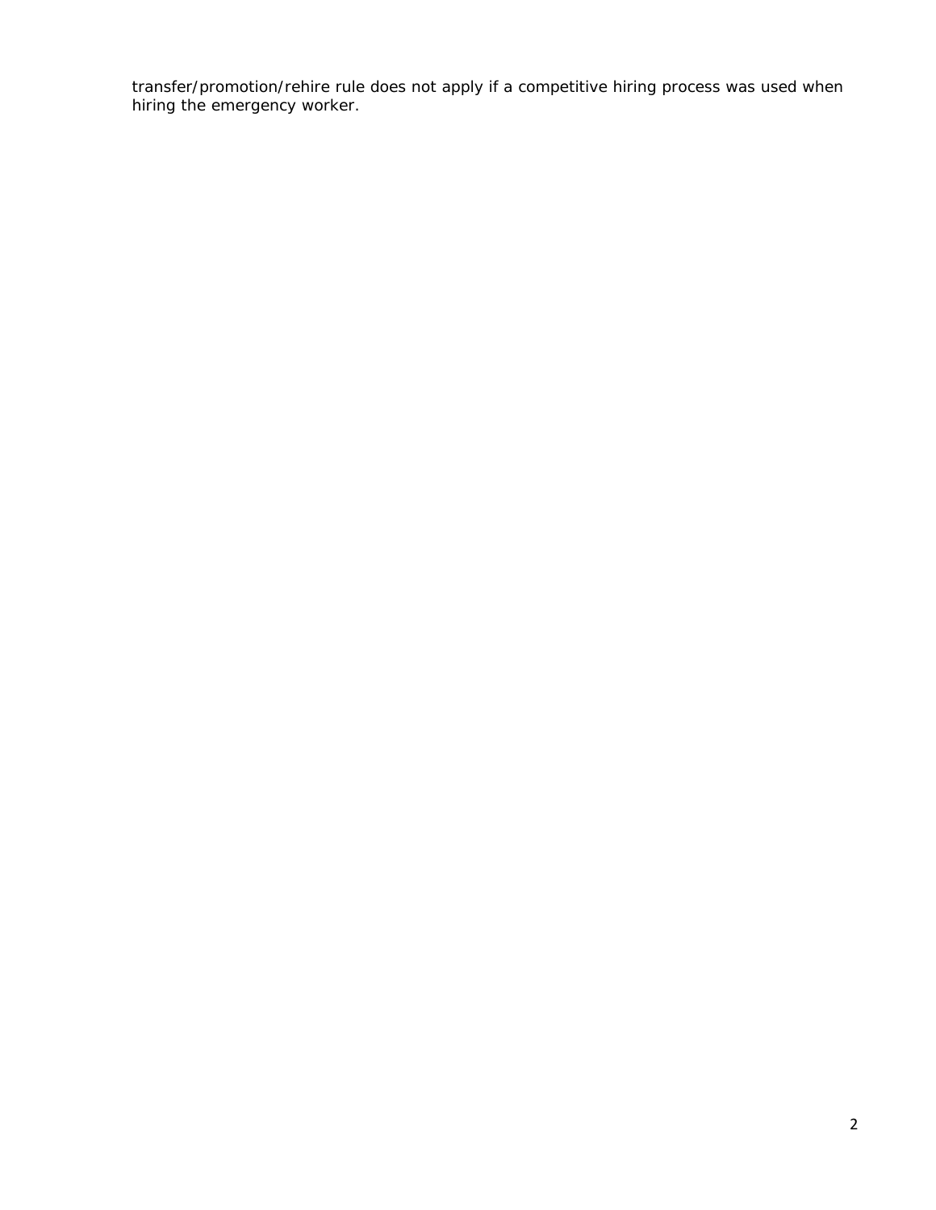transfer/promotion/rehire rule does not apply if a competitive hiring process was used when hiring the emergency worker.